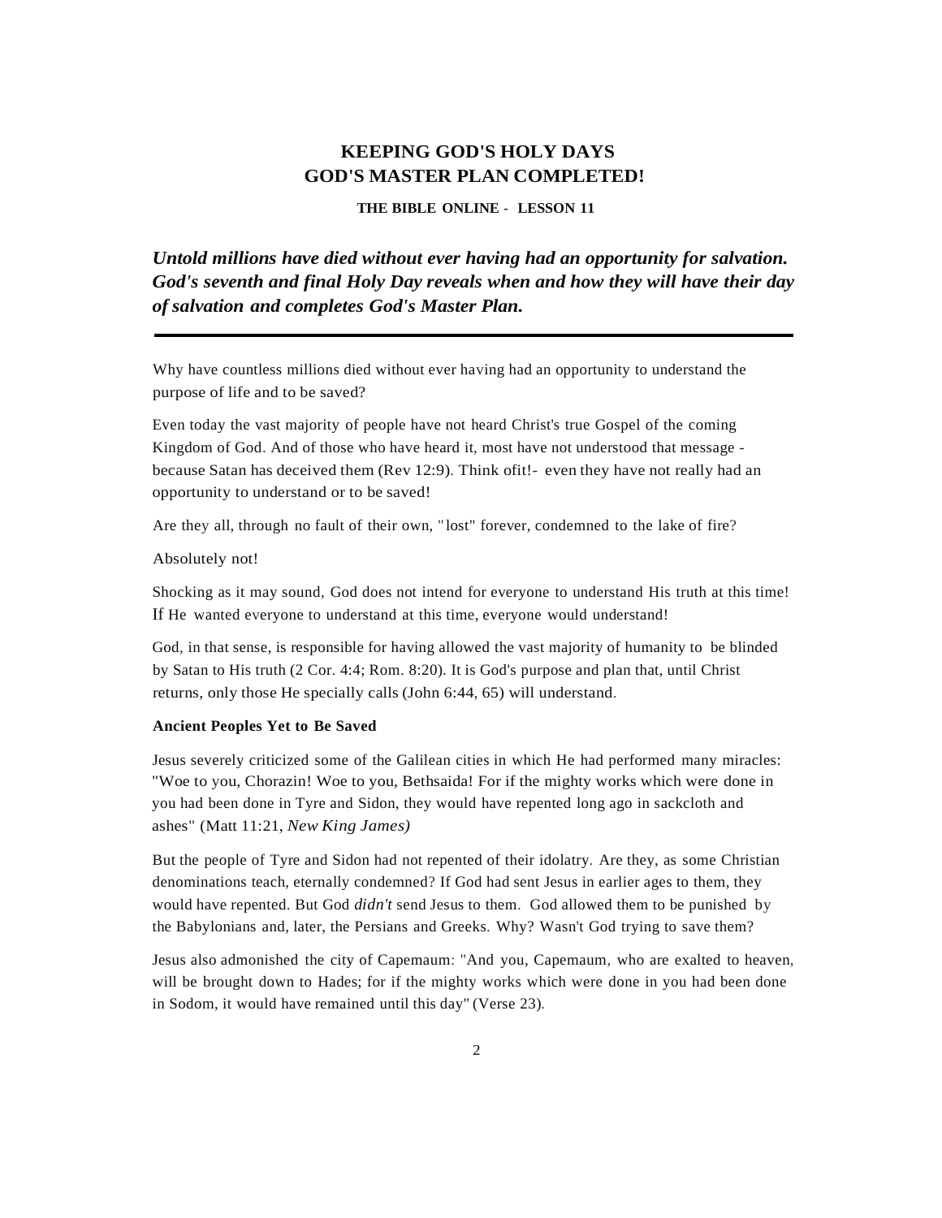## KEEPING GOD'S HOLY DAYS
## GOD'S MASTER PLAN COMPLETED!

**THE BIBLE ONLINE - LESSON 11**

***Untold millions have died without ever having had an opportunity for salvation. God's seventh and final Holy Day reveals when and how they will have their day of salvation and completes God's Master Plan.***

---

Why have countless millions died without ever having had an opportunity to understand the purpose of life and to be saved?

Even today the vast majority of people have not heard Christ's true Gospel of the coming Kingdom of God. And of those who have heard it, most have not understood that message - because Satan has deceived them (Rev 12:9). Think ofit!- even they have not really had an opportunity to understand or to be saved!

Are they all, through no fault of their own, "lost" forever, condemned to the lake of fire?

Absolutely not!

Shocking as it may sound, God does not intend for everyone to understand His truth at this time! If He wanted everyone to understand at this time, everyone would understand!

God, in that sense, is responsible for having allowed the vast majority of humanity to be blinded by Satan to His truth (2 Cor. 4:4; Rom. 8:20). It is God's purpose and plan that, until Christ returns, only those He specially calls (John 6:44, 65) will understand.

**Ancient Peoples Yet to Be Saved**

Jesus severely criticized some of the Galilean cities in which He had performed many miracles: "Woe to you, Chorazin! Woe to you, Bethsaida! For if the mighty works which were done in you had been done in Tyre and Sidon, they would have repented long ago in sackcloth and ashes" (Matt 11:21, *New King James)*

But the people of Tyre and Sidon had not repented of their idolatry. Are they, as some Christian denominations teach, eternally condemned? If God had sent Jesus in earlier ages to them, they would have repented. But God *didn't* send Jesus to them. God allowed them to be punished by the Babylonians and, later, the Persians and Greeks. Why? Wasn't God trying to save them?

Jesus also admonished the city of Capemaum: "And you, Capemaum, who are exalted to heaven, will be brought down to Hades; for if the mighty works which were done in you had been done in Sodom, it would have remained until this day" (Verse 23).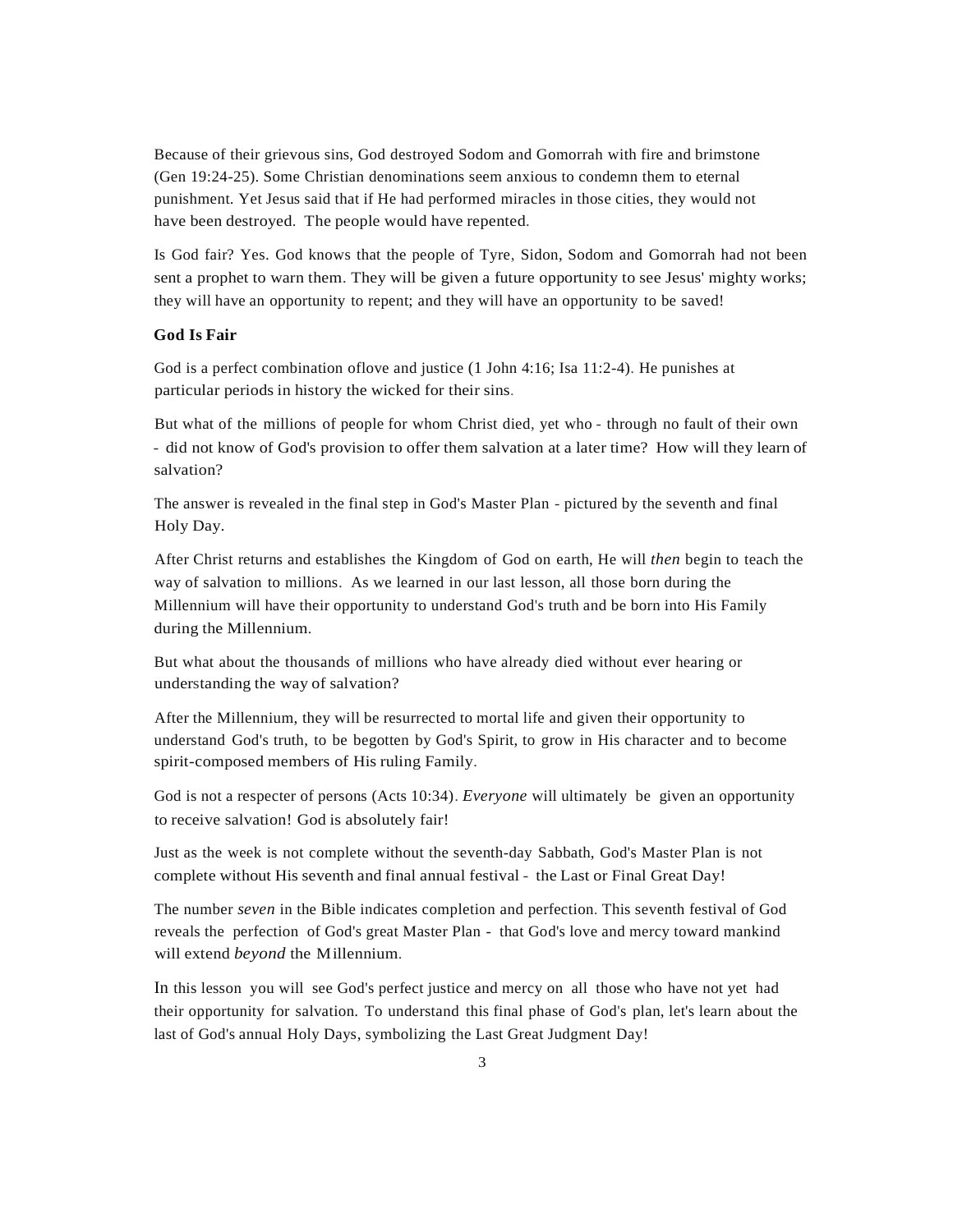Because of their grievous sins, God destroyed Sodom and Gomorrah with fire and brimstone (Gen 19:24-25). Some Christian denominations seem anxious to condemn them to eternal punishment. Yet Jesus said that if He had performed miracles in those cities, they would not have been destroyed. The people would have repented.

Is God fair? Yes. God knows that the people of Tyre, Sidon, Sodom and Gomorrah had not been sent a prophet to warn them. They will be given a future opportunity to see Jesus' mighty works; they will have an opportunity to repent; and they will have an opportunity to be saved!

**God Is Fair**

God is a perfect combination oflove and justice (1 John 4:16; Isa 11:2-4). He punishes at particular periods in history the wicked for their sins.

But what of the millions of people for whom Christ died, yet who - through no fault of their own - did not know of God's provision to offer them salvation at a later time? How will they learn of salvation?

The answer is revealed in the final step in God's Master Plan - pictured by the seventh and final Holy Day.

After Christ returns and establishes the Kingdom of God on earth, He will *then* begin to teach the way of salvation to millions. As we learned in our last lesson, all those born during the Millennium will have their opportunity to understand God's truth and be born into His Family during the Millennium.

But what about the thousands of millions who have already died without ever hearing or understanding the way of salvation?

After the Millennium, they will be resurrected to mortal life and given their opportunity to understand God's truth, to be begotten by God's Spirit, to grow in His character and to become spirit-composed members of His ruling Family.

God is not a respecter of persons (Acts 10:34). *Everyone* will ultimately be given an opportunity to receive salvation! God is absolutely fair!

Just as the week is not complete without the seventh-day Sabbath, God's Master Plan is not complete without His seventh and final annual festival - the Last or Final Great Day!

The number *seven* in the Bible indicates completion and perfection. This seventh festival of God reveals the perfection of God's great Master Plan - that God's love and mercy toward mankind will extend *beyond* the Millennium.

In this lesson you will see God's perfect justice and mercy on all those who have not yet had their opportunity for salvation. To understand this final phase of God's plan, let's learn about the last of God's annual Holy Days, symbolizing the Last Great Judgment Day!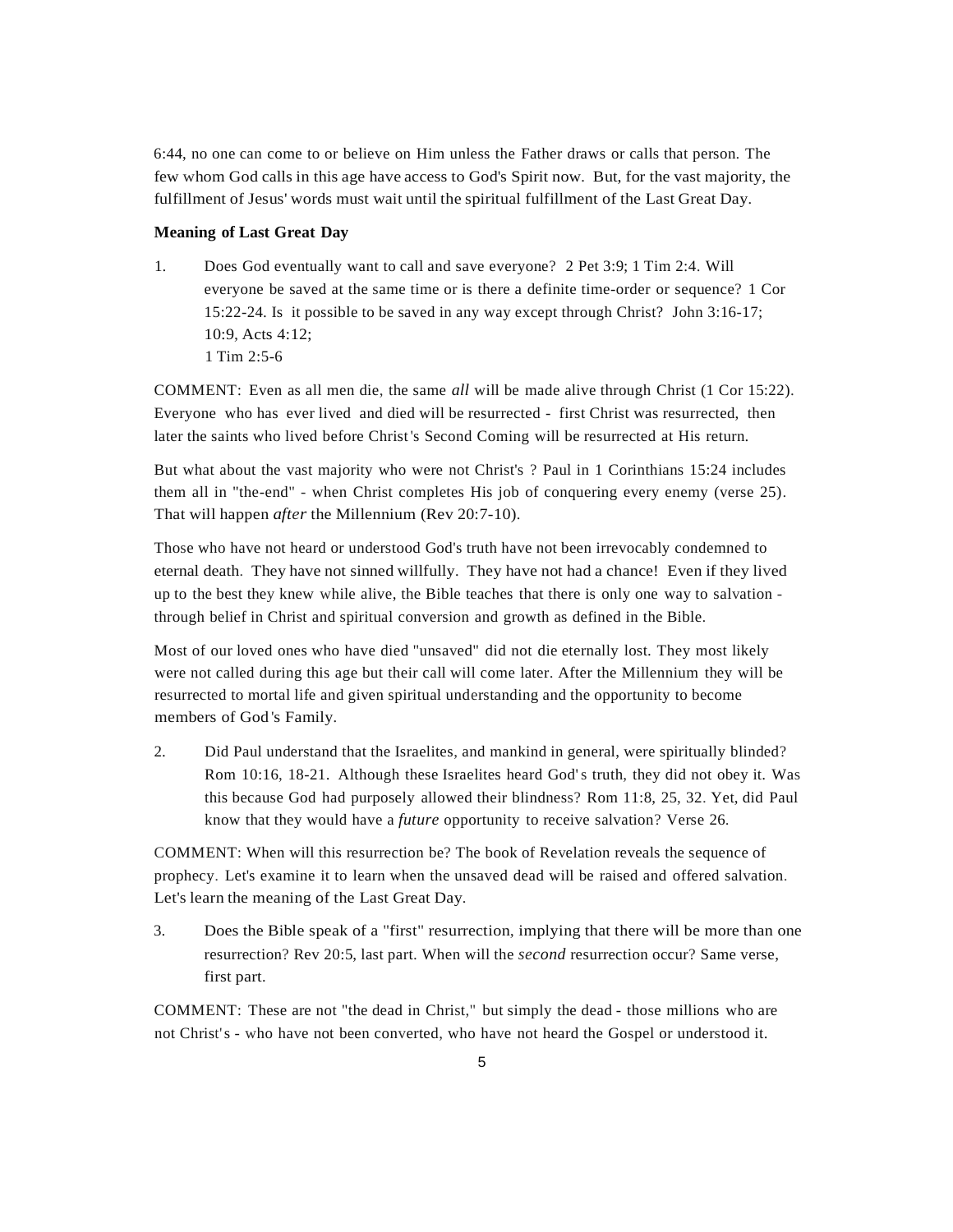6:44, no one can come to or believe on Him unless the Father draws or calls that person. The few whom God calls in this age have access to God's Spirit now. But, for the vast majority, the fulfillment of Jesus' words must wait until the spiritual fulfillment of the Last Great Day.

**Meaning of Last Great Day**

1. Does God eventually want to call and save everyone? 2 Pet 3:9; 1 Tim 2:4. Will everyone be saved at the same time or is there a definite time-order or sequence? 1 Cor 15:22-24. Is it possible to be saved in any way except through Christ? John 3:16-17; 10:9, Acts 4:12;
   1 Tim 2:5-6

COMMENT: Even as all men die, the same *all* will be made alive through Christ (1 Cor 15:22). Everyone who has ever lived and died will be resurrected - first Christ was resurrected, then later the saints who lived before Christ's Second Coming will be resurrected at His return.

But what about the vast majority who were not Christ's ? Paul in 1 Corinthians 15:24 includes them all in "the-end" - when Christ completes His job of conquering every enemy (verse 25). That will happen *after* the Millennium (Rev 20:7-10).

Those who have not heard or understood God's truth have not been irrevocably condemned to eternal death. They have not sinned willfully. They have not had a chance! Even if they lived up to the best they knew while alive, the Bible teaches that there is only one way to salvation - through belief in Christ and spiritual conversion and growth as defined in the Bible.

Most of our loved ones who have died "unsaved" did not die eternally lost. They most likely were not called during this age but their call will come later. After the Millennium they will be resurrected to mortal life and given spiritual understanding and the opportunity to become members of God's Family.

2. Did Paul understand that the Israelites, and mankind in general, were spiritually blinded? Rom 10:16, 18-21. Although these Israelites heard God's truth, they did not obey it. Was this because God had purposely allowed their blindness? Rom 11:8, 25, 32. Yet, did Paul know that they would have a *future* opportunity to receive salvation? Verse 26.

COMMENT: When will this resurrection be? The book of Revelation reveals the sequence of prophecy. Let's examine it to learn when the unsaved dead will be raised and offered salvation. Let's learn the meaning of the Last Great Day.

3. Does the Bible speak of a "first" resurrection, implying that there will be more than one resurrection? Rev 20:5, last part. When will the *second* resurrection occur? Same verse, first part.

COMMENT: These are not "the dead in Christ," but simply the dead - those millions who are not Christ's - who have not been converted, who have not heard the Gospel or understood it.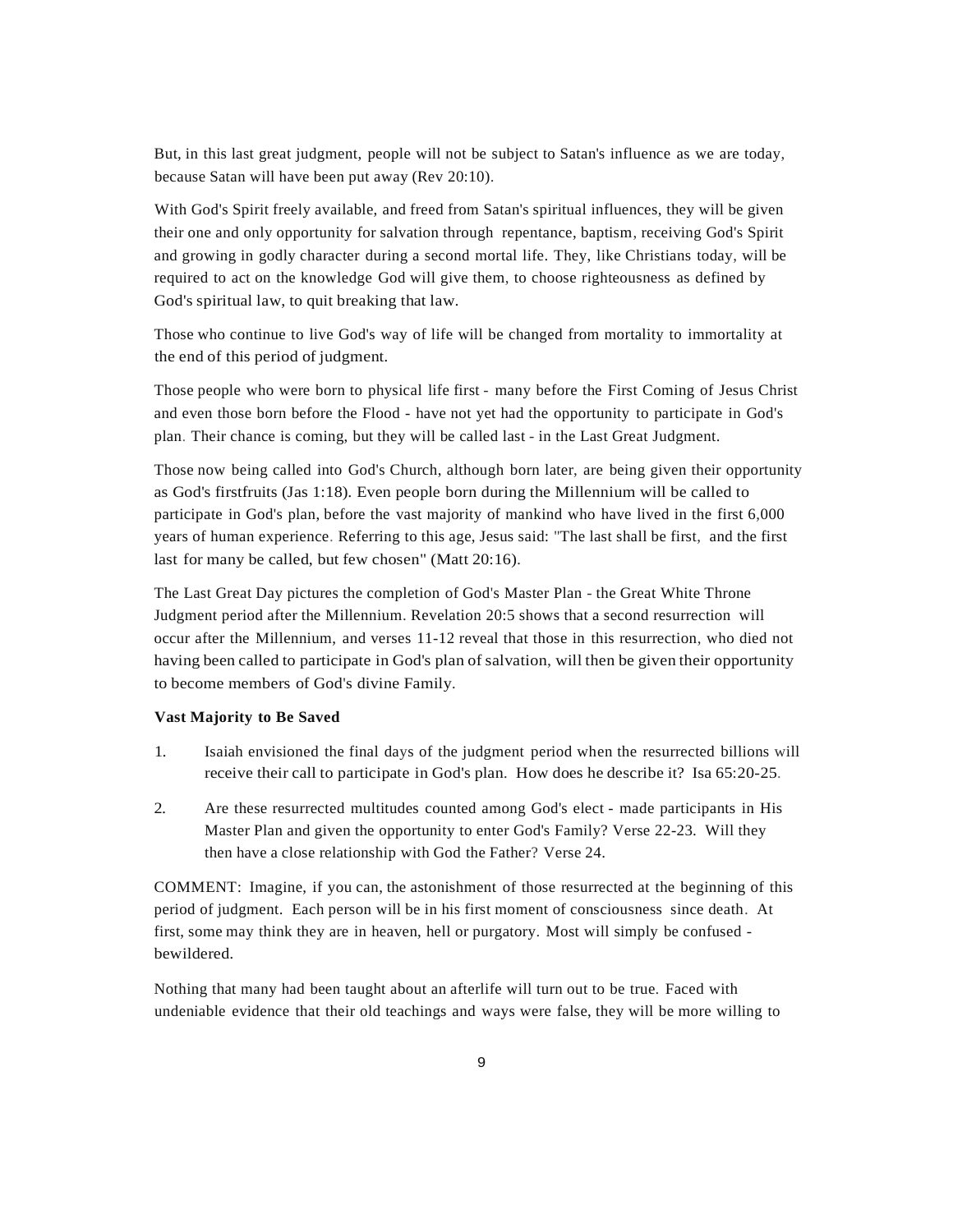But, in this last great judgment, people will not be subject to Satan's influence as we are today, because Satan will have been put away (Rev 20:10).

With God's Spirit freely available, and freed from Satan's spiritual influences, they will be given their one and only opportunity for salvation through repentance, baptism, receiving God's Spirit and growing in godly character during a second mortal life. They, like Christians today, will be required to act on the knowledge God will give them, to choose righteousness as defined by God's spiritual law, to quit breaking that law.

Those who continue to live God's way of life will be changed from mortality to immortality at the end of this period of judgment.

Those people who were born to physical life first - many before the First Coming of Jesus Christ and even those born before the Flood - have not yet had the opportunity to participate in God's plan. Their chance is coming, but they will be called last - in the Last Great Judgment.

Those now being called into God's Church, although born later, are being given their opportunity as God's firstfruits (Jas 1:18). Even people born during the Millennium will be called to participate in God's plan, before the vast majority of mankind who have lived in the first 6,000 years of human experience. Referring to this age, Jesus said: "The last shall be first, and the first last for many be called, but few chosen" (Matt 20:16).

The Last Great Day pictures the completion of God's Master Plan - the Great White Throne Judgment period after the Millennium. Revelation 20:5 shows that a second resurrection will occur after the Millennium, and verses 11-12 reveal that those in this resurrection, who died not having been called to participate in God's plan of salvation, will then be given their opportunity to become members of God's divine Family.

**Vast Majority to Be Saved**

1. Isaiah envisioned the final days of the judgment period when the resurrected billions will receive their call to participate in God's plan. How does he describe it? Isa 65:20-25.

2. Are these resurrected multitudes counted among God's elect - made participants in His Master Plan and given the opportunity to enter God's Family? Verse 22-23. Will they then have a close relationship with God the Father? Verse 24.

COMMENT: Imagine, if you can, the astonishment of those resurrected at the beginning of this period of judgment. Each person will be in his first moment of consciousness since death. At first, some may think they are in heaven, hell or purgatory. Most will simply be confused - bewildered.

Nothing that many had been taught about an afterlife will turn out to be true. Faced with undeniable evidence that their old teachings and ways were false, they will be more willing to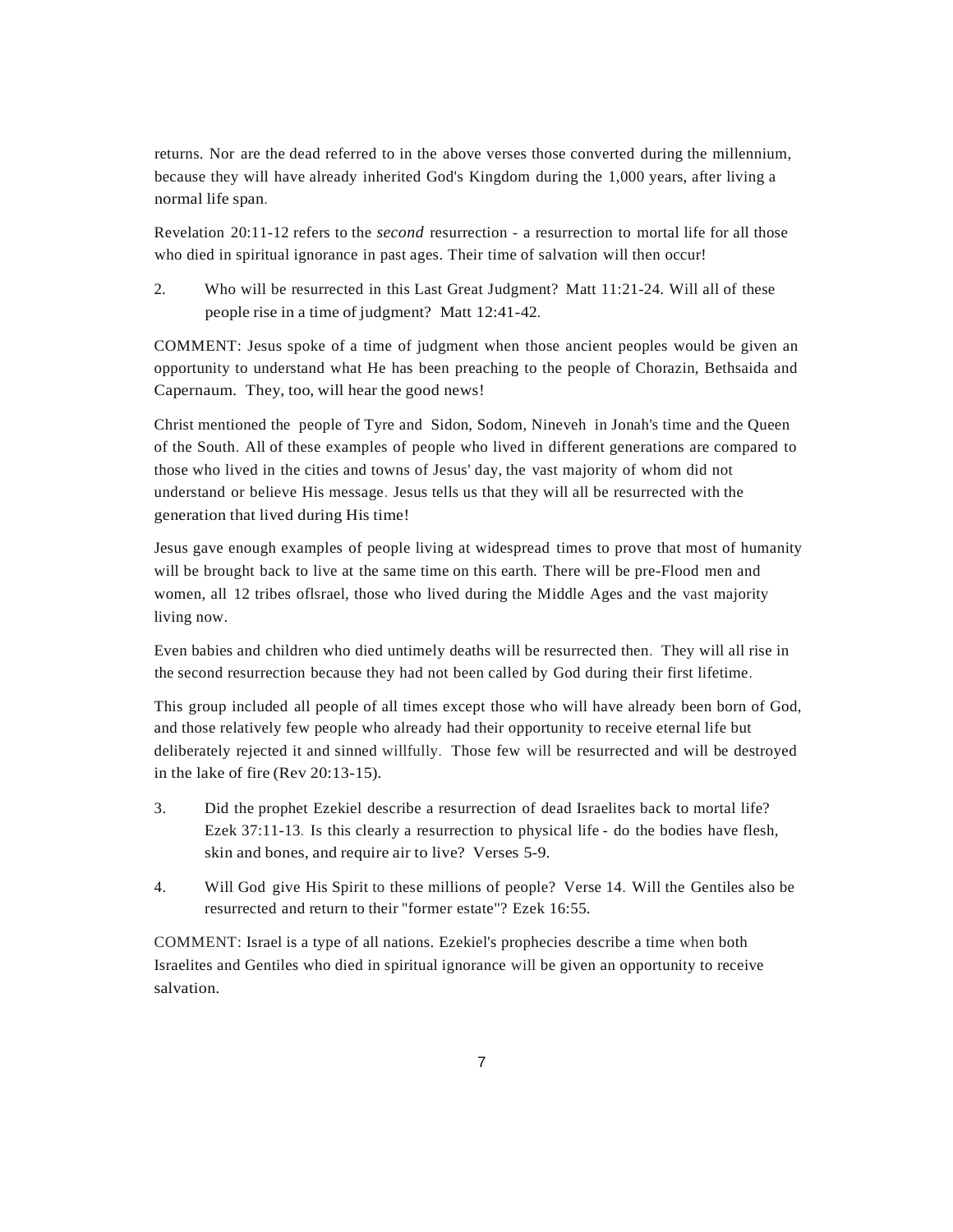returns. Nor are the dead referred to in the above verses those converted during the millennium, because they will have already inherited God's Kingdom during the 1,000 years, after living a normal life span.

Revelation 20:11-12 refers to the *second* resurrection - a resurrection to mortal life for all those who died in spiritual ignorance in past ages. Their time of salvation will then occur!

2. Who will be resurrected in this Last Great Judgment? Matt 11:21-24. Will all of these people rise in a time of judgment? Matt 12:41-42.

COMMENT: Jesus spoke of a time of judgment when those ancient peoples would be given an opportunity to understand what He has been preaching to the people of Chorazin, Bethsaida and Capernaum. They, too, will hear the good news!

Christ mentioned the people of Tyre and Sidon, Sodom, Nineveh in Jonah's time and the Queen of the South. All of these examples of people who lived in different generations are compared to those who lived in the cities and towns of Jesus' day, the vast majority of whom did not understand or believe His message. Jesus tells us that they will all be resurrected with the generation that lived during His time!

Jesus gave enough examples of people living at widespread times to prove that most of humanity will be brought back to live at the same time on this earth. There will be pre-Flood men and women, all 12 tribes oflsrael, those who lived during the Middle Ages and the vast majority living now.

Even babies and children who died untimely deaths will be resurrected then. They will all rise in the second resurrection because they had not been called by God during their first lifetime.

This group included all people of all times except those who will have already been born of God, and those relatively few people who already had their opportunity to receive eternal life but deliberately rejected it and sinned willfully. Those few will be resurrected and will be destroyed in the lake of fire (Rev 20:13-15).

3. Did the prophet Ezekiel describe a resurrection of dead Israelites back to mortal life? Ezek 37:11-13. Is this clearly a resurrection to physical life - do the bodies have flesh, skin and bones, and require air to live? Verses 5-9.

4. Will God give His Spirit to these millions of people? Verse 14. Will the Gentiles also be resurrected and return to their "former estate"? Ezek 16:55.

COMMENT: Israel is a type of all nations. Ezekiel's prophecies describe a time when both Israelites and Gentiles who died in spiritual ignorance will be given an opportunity to receive salvation.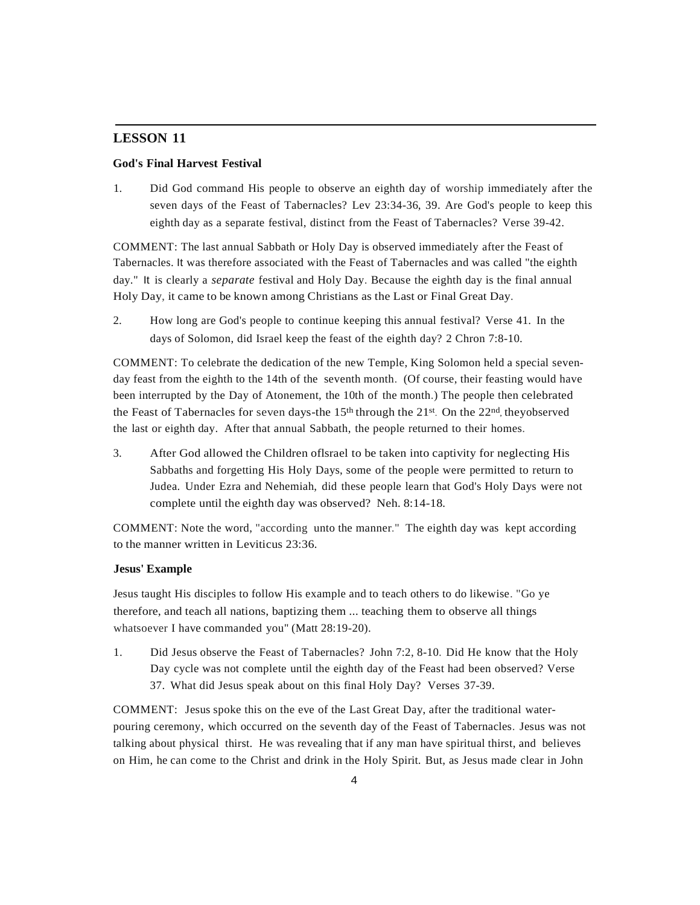## LESSON 11

**God's Final Harvest Festival**

1. Did God command His people to observe an eighth day of worship immediately after the seven days of the Feast of Tabernacles? Lev 23:34-36, 39. Are God's people to keep this eighth day as a separate festival, distinct from the Feast of Tabernacles? Verse 39-42.

COMMENT: The last annual Sabbath or Holy Day is observed immediately after the Feast of Tabernacles. It was therefore associated with the Feast of Tabernacles and was called "the eighth day." It is clearly a *separate* festival and Holy Day. Because the eighth day is the final annual Holy Day, it came to be known among Christians as the Last or Final Great Day.

2. How long are God's people to continue keeping this annual festival? Verse 41. In the days of Solomon, did Israel keep the feast of the eighth day? 2 Chron 7:8-10.

COMMENT: To celebrate the dedication of the new Temple, King Solomon held a special seven-day feast from the eighth to the 14th of the seventh month. (Of course, their feasting would have been interrupted by the Day of Atonement, the 10th of the month.) The people then celebrated the Feast of Tabernacles for seven days-the 15th through the 21st. On the 22nd, theyobserved the last or eighth day. After that annual Sabbath, the people returned to their homes.

3. After God allowed the Children oflsrael to be taken into captivity for neglecting His Sabbaths and forgetting His Holy Days, some of the people were permitted to return to Judea. Under Ezra and Nehemiah, did these people learn that God's Holy Days were not complete until the eighth day was observed? Neh. 8:14-18.

COMMENT: Note the word, "according unto the manner." The eighth day was kept according to the manner written in Leviticus 23:36.

**Jesus' Example**

Jesus taught His disciples to follow His example and to teach others to do likewise. "Go ye therefore, and teach all nations, baptizing them ... teaching them to observe all things whatsoever I have commanded you" (Matt 28:19-20).

1. Did Jesus observe the Feast of Tabernacles? John 7:2, 8-10. Did He know that the Holy Day cycle was not complete until the eighth day of the Feast had been observed? Verse 37. What did Jesus speak about on this final Holy Day? Verses 37-39.

COMMENT: Jesus spoke this on the eve of the Last Great Day, after the traditional water-pouring ceremony, which occurred on the seventh day of the Feast of Tabernacles. Jesus was not talking about physical thirst. He was revealing that if any man have spiritual thirst, and believes on Him, he can come to the Christ and drink in the Holy Spirit. But, as Jesus made clear in John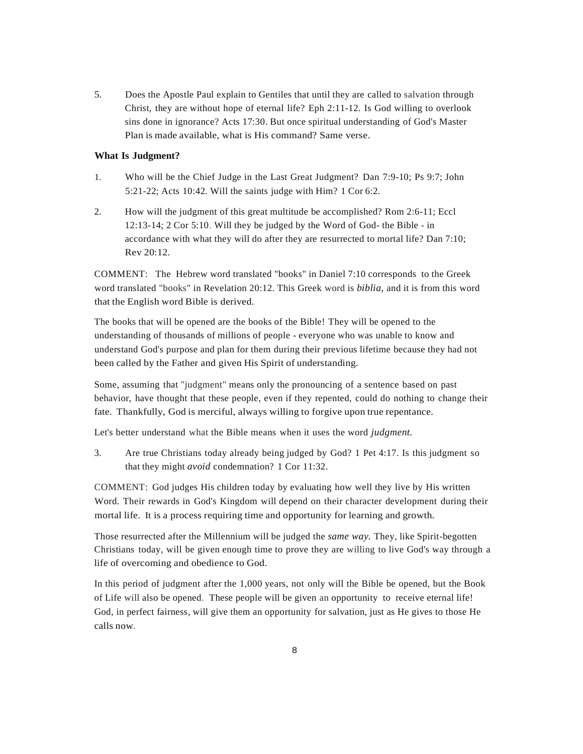5. Does the Apostle Paul explain to Gentiles that until they are called to salvation through Christ, they are without hope of eternal life? Eph 2:11-12. Is God willing to overlook sins done in ignorance? Acts 17:30. But once spiritual understanding of God's Master Plan is made available, what is His command? Same verse.

**What Is Judgment?**

1. Who will be the Chief Judge in the Last Great Judgment? Dan 7:9-10; Ps 9:7; John 5:21-22; Acts 10:42. Will the saints judge with Him? 1 Cor 6:2.

2. How will the judgment of this great multitude be accomplished? Rom 2:6-11; Eccl 12:13-14; 2 Cor 5:10. Will they be judged by the Word of God- the Bible - in accordance with what they will do after they are resurrected to mortal life? Dan 7:10; Rev 20:12.

COMMENT: The Hebrew word translated "books" in Daniel 7:10 corresponds to the Greek word translated "books" in Revelation 20:12. This Greek word is *biblia,* and it is from this word that the English word Bible is derived.

The books that will be opened are the books of the Bible! They will be opened to the understanding of thousands of millions of people - everyone who was unable to know and understand God's purpose and plan for them during their previous lifetime because they had not been called by the Father and given His Spirit of understanding.

Some, assuming that "judgment" means only the pronouncing of a sentence based on past behavior, have thought that these people, even if they repented, could do nothing to change their fate. Thankfully, God is merciful, always willing to forgive upon true repentance.

Let's better understand what the Bible means when it uses the word *judgment.*

3. Are true Christians today already being judged by God? 1 Pet 4:17. Is this judgment so that they might *avoid* condemnation? 1 Cor 11:32.

COMMENT: God judges His children today by evaluating how well they live by His written Word. Their rewards in God's Kingdom will depend on their character development during their mortal life. It is a process requiring time and opportunity for learning and growth.

Those resurrected after the Millennium will be judged the *same way.* They, like Spirit-begotten Christians today, will be given enough time to prove they are willing to live God's way through a life of overcoming and obedience to God.

In this period of judgment after the 1,000 years, not only will the Bible be opened, but the Book of Life will also be opened. These people will be given an opportunity to receive eternal life! God, in perfect fairness, will give them an opportunity for salvation, just as He gives to those He calls now.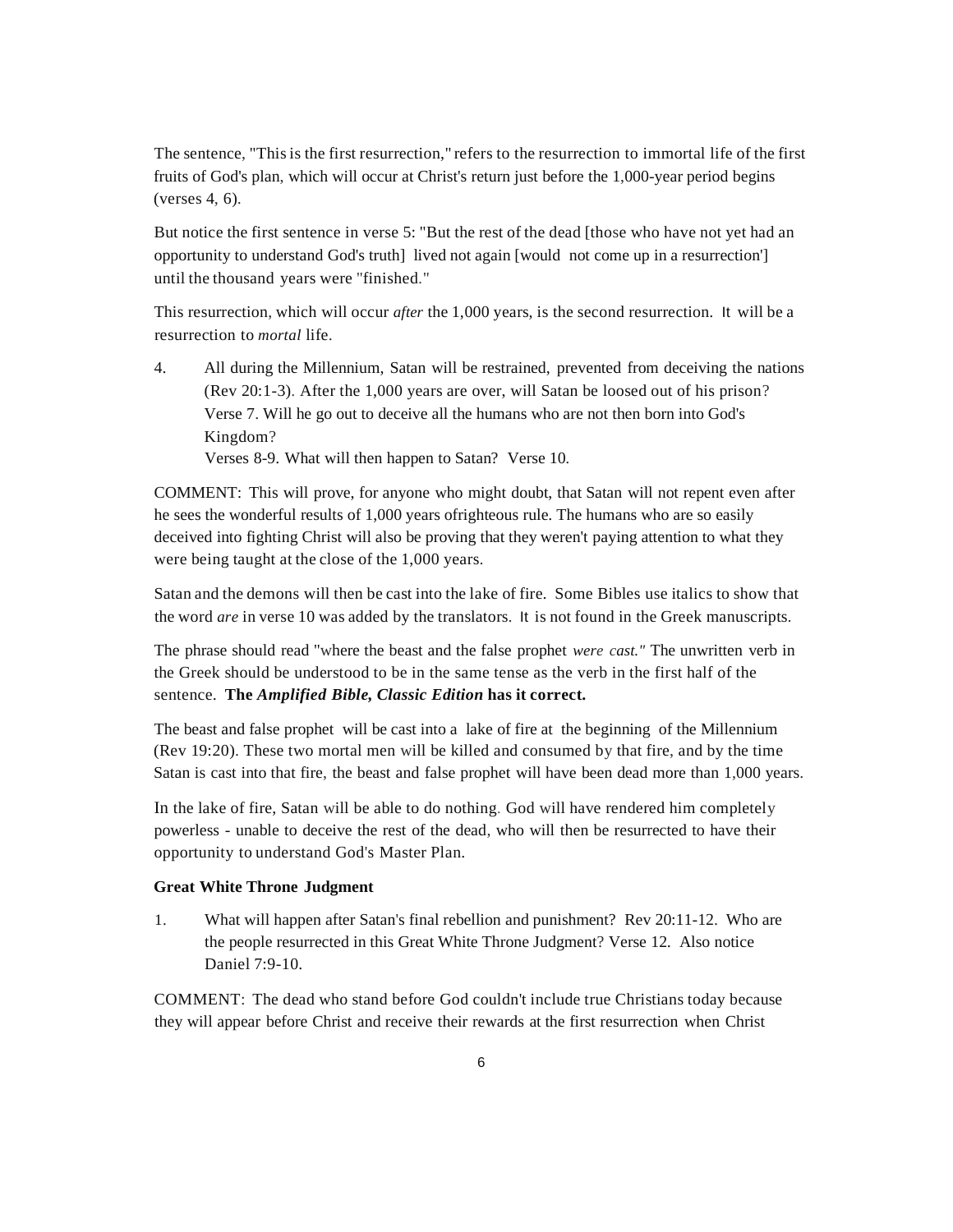The sentence, "This is the first resurrection," refers to the resurrection to immortal life of the first fruits of God's plan, which will occur at Christ's return just before the 1,000-year period begins (verses 4, 6).

But notice the first sentence in verse 5: "But the rest of the dead [those who have not yet had an opportunity to understand God's truth] lived not again [would not come up in a resurrection'] until the thousand years were "finished."

This resurrection, which will occur *after* the 1,000 years, is the second resurrection. It will be a resurrection to *mortal* life.

4. All during the Millennium, Satan will be restrained, prevented from deceiving the nations (Rev 20:1-3). After the 1,000 years are over, will Satan be loosed out of his prison? Verse 7. Will he go out to deceive all the humans who are not then born into God's Kingdom?
   Verses 8-9. What will then happen to Satan? Verse 10.

COMMENT: This will prove, for anyone who might doubt, that Satan will not repent even after he sees the wonderful results of 1,000 years ofrighteous rule. The humans who are so easily deceived into fighting Christ will also be proving that they weren't paying attention to what they were being taught at the close of the 1,000 years.

Satan and the demons will then be cast into the lake of fire. Some Bibles use italics to show that the word *are* in verse 10 was added by the translators. It is not found in the Greek manuscripts.

The phrase should read "where the beast and the false prophet *were cast."* The unwritten verb in the Greek should be understood to be in the same tense as the verb in the first half of the sentence. **The *Amplified Bible, Classic Edition* has it correct.**

The beast and false prophet will be cast into a lake of fire at the beginning of the Millennium (Rev 19:20). These two mortal men will be killed and consumed by that fire, and by the time Satan is cast into that fire, the beast and false prophet will have been dead more than 1,000 years.

In the lake of fire, Satan will be able to do nothing. God will have rendered him completely powerless - unable to deceive the rest of the dead, who will then be resurrected to have their opportunity to understand God's Master Plan.

**Great White Throne Judgment**

1. What will happen after Satan's final rebellion and punishment? Rev 20:11-12. Who are the people resurrected in this Great White Throne Judgment? Verse 12. Also notice Daniel 7:9-10.

COMMENT: The dead who stand before God couldn't include true Christians today because they will appear before Christ and receive their rewards at the first resurrection when Christ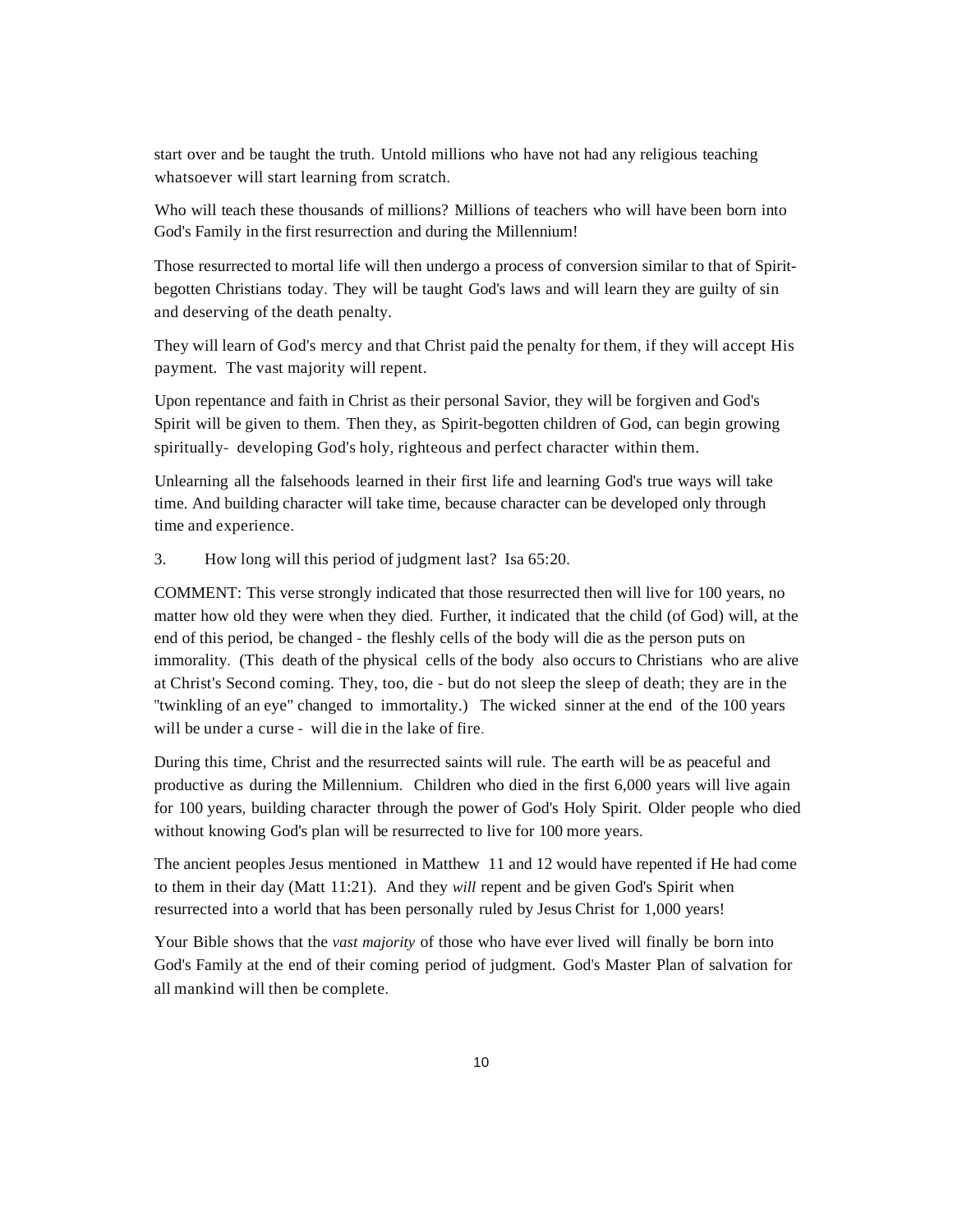start over and be taught the truth. Untold millions who have not had any religious teaching whatsoever will start learning from scratch.

Who will teach these thousands of millions? Millions of teachers who will have been born into God's Family in the first resurrection and during the Millennium!

Those resurrected to mortal life will then undergo a process of conversion similar to that of Spirit-begotten Christians today. They will be taught God's laws and will learn they are guilty of sin and deserving of the death penalty.

They will learn of God's mercy and that Christ paid the penalty for them, if they will accept His payment. The vast majority will repent.

Upon repentance and faith in Christ as their personal Savior, they will be forgiven and God's Spirit will be given to them. Then they, as Spirit-begotten children of God, can begin growing spiritually- developing God's holy, righteous and perfect character within them.

Unlearning all the falsehoods learned in their first life and learning God's true ways will take time. And building character will take time, because character can be developed only through time and experience.

3. How long will this period of judgment last? Isa 65:20.

COMMENT: This verse strongly indicated that those resurrected then will live for 100 years, no matter how old they were when they died. Further, it indicated that the child (of God) will, at the end of this period, be changed - the fleshly cells of the body will die as the person puts on immorality. (This death of the physical cells of the body also occurs to Christians who are alive at Christ's Second coming. They, too, die - but do not sleep the sleep of death; they are in the "twinkling of an eye" changed to immortality.) The wicked sinner at the end of the 100 years will be under a curse - will die in the lake of fire.

During this time, Christ and the resurrected saints will rule. The earth will be as peaceful and productive as during the Millennium. Children who died in the first 6,000 years will live again for 100 years, building character through the power of God's Holy Spirit. Older people who died without knowing God's plan will be resurrected to live for 100 more years.

The ancient peoples Jesus mentioned in Matthew 11 and 12 would have repented if He had come to them in their day (Matt 11:21). And they *will* repent and be given God's Spirit when resurrected into a world that has been personally ruled by Jesus Christ for 1,000 years!

Your Bible shows that the *vast majority* of those who have ever lived will finally be born into God's Family at the end of their coming period of judgment. God's Master Plan of salvation for all mankind will then be complete.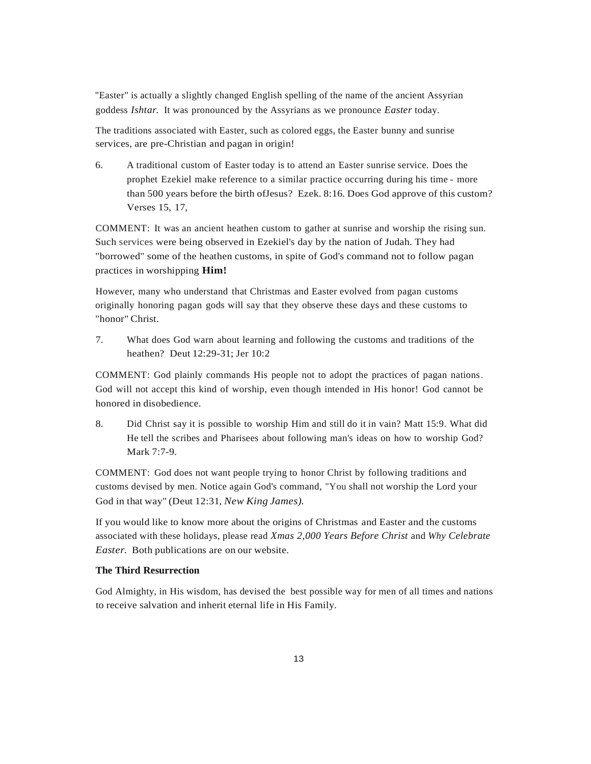"Easter" is actually a slightly changed English spelling of the name of the ancient Assyrian goddess *Ishtar.* It was pronounced by the Assyrians as we pronounce *Easter* today.

The traditions associated with Easter, such as colored eggs, the Easter bunny and sunrise services, are pre-Christian and pagan in origin!

6. A traditional custom of Easter today is to attend an Easter sunrise service. Does the prophet Ezekiel make reference to a similar practice occurring during his time - more than 500 years before the birth ofJesus? Ezek. 8:16. Does God approve of this custom? Verses 15, 17,

COMMENT: It was an ancient heathen custom to gather at sunrise and worship the rising sun. Such services were being observed in Ezekiel's day by the nation of Judah. They had "borrowed" some of the heathen customs, in spite of God's command not to follow pagan practices in worshipping **Him!**

However, many who understand that Christmas and Easter evolved from pagan customs originally honoring pagan gods will say that they observe these days and these customs to "honor" Christ.

7. What does God warn about learning and following the customs and traditions of the heathen? Deut 12:29-31; Jer 10:2

COMMENT: God plainly commands His people not to adopt the practices of pagan nations. God will not accept this kind of worship, even though intended in His honor! God cannot be honored in disobedience.

8. Did Christ say it is possible to worship Him and still do it in vain? Matt 15:9. What did He tell the scribes and Pharisees about following man's ideas on how to worship God? Mark 7:7-9.

COMMENT: God does not want people trying to honor Christ by following traditions and customs devised by men. Notice again God's command, "You shall not worship the Lord your God in that way" (Deut 12:31, *New King James).*

If you would like to know more about the origins of Christmas and Easter and the customs associated with these holidays, please read *Xmas 2,000 Years Before Christ* and *Why Celebrate Easter.* Both publications are on our website.

**The Third Resurrection**

God Almighty, in His wisdom, has devised the best possible way for men of all times and nations to receive salvation and inherit eternal life in His Family.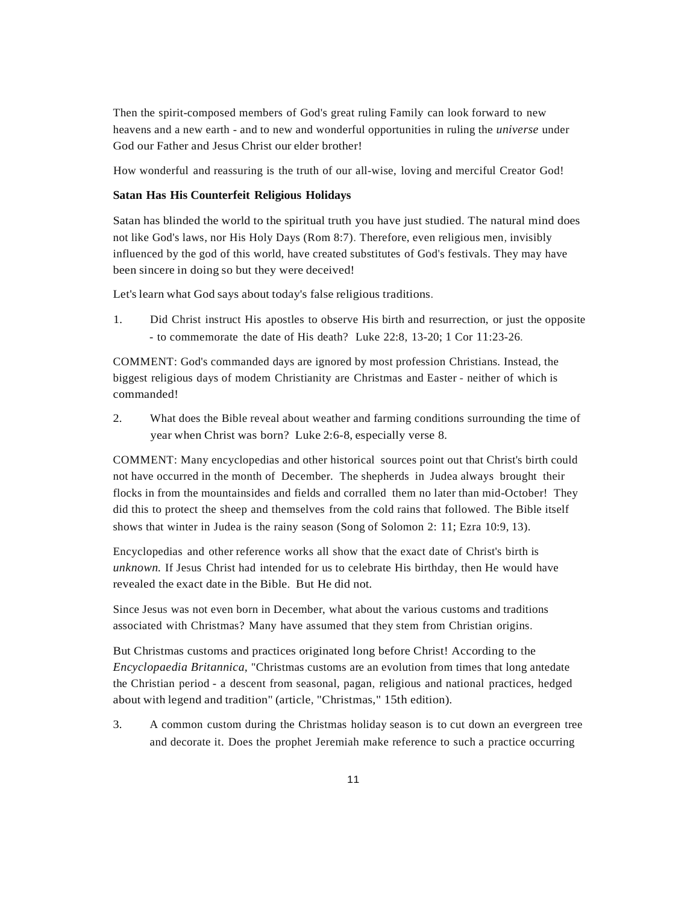Then the spirit-composed members of God's great ruling Family can look forward to new heavens and a new earth - and to new and wonderful opportunities in ruling the *universe* under God our Father and Jesus Christ our elder brother!

How wonderful and reassuring is the truth of our all-wise, loving and merciful Creator God!

**Satan Has His Counterfeit Religious Holidays**

Satan has blinded the world to the spiritual truth you have just studied. The natural mind does not like God's laws, nor His Holy Days (Rom 8:7). Therefore, even religious men, invisibly influenced by the god of this world, have created substitutes of God's festivals. They may have been sincere in doing so but they were deceived!

Let's learn what God says about today's false religious traditions.

1. Did Christ instruct His apostles to observe His birth and resurrection, or just the opposite - to commemorate the date of His death? Luke 22:8, 13-20; 1 Cor 11:23-26.

COMMENT: God's commanded days are ignored by most profession Christians. Instead, the biggest religious days of modem Christianity are Christmas and Easter - neither of which is commanded!

2. What does the Bible reveal about weather and farming conditions surrounding the time of year when Christ was born? Luke 2:6-8, especially verse 8.

COMMENT: Many encyclopedias and other historical sources point out that Christ's birth could not have occurred in the month of December. The shepherds in Judea always brought their flocks in from the mountainsides and fields and corralled them no later than mid-October! They did this to protect the sheep and themselves from the cold rains that followed. The Bible itself shows that winter in Judea is the rainy season (Song of Solomon 2: 11; Ezra 10:9, 13).

Encyclopedias and other reference works all show that the exact date of Christ's birth is *unknown.* If Jesus Christ had intended for us to celebrate His birthday, then He would have revealed the exact date in the Bible. But He did not.

Since Jesus was not even born in December, what about the various customs and traditions associated with Christmas? Many have assumed that they stem from Christian origins.

But Christmas customs and practices originated long before Christ! According to the *Encyclopaedia Britannica*, "Christmas customs are an evolution from times that long antedate the Christian period - a descent from seasonal, pagan, religious and national practices, hedged about with legend and tradition" (article, "Christmas," 15th edition).

3. A common custom during the Christmas holiday season is to cut down an evergreen tree and decorate it. Does the prophet Jeremiah make reference to such a practice occurring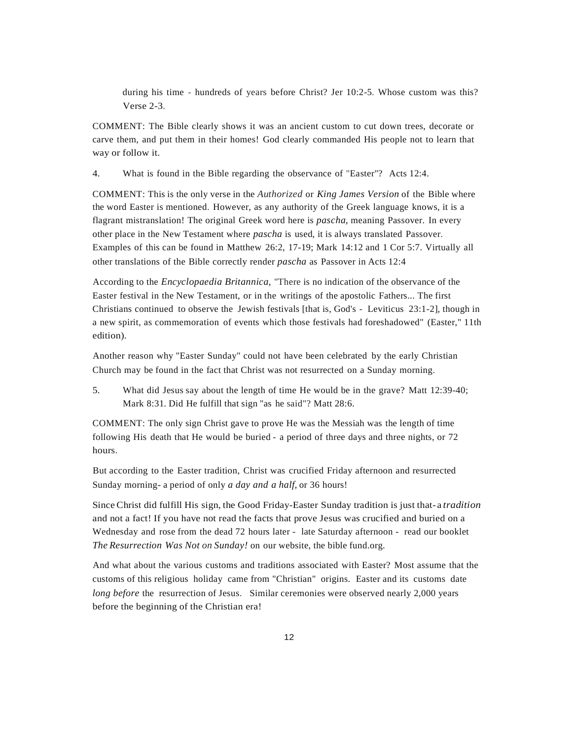during his time - hundreds of years before Christ? Jer 10:2-5. Whose custom was this? Verse 2-3.

COMMENT: The Bible clearly shows it was an ancient custom to cut down trees, decorate or carve them, and put them in their homes! God clearly commanded His people not to learn that way or follow it.

4. What is found in the Bible regarding the observance of "Easter"? Acts 12:4.

COMMENT: This is the only verse in the *Authorized* or *King James Version* of the Bible where the word Easter is mentioned. However, as any authority of the Greek language knows, it is a flagrant mistranslation! The original Greek word here is *pascha*, meaning Passover. In every other place in the New Testament where *pascha* is used, it is always translated Passover. Examples of this can be found in Matthew 26:2, 17-19; Mark 14:12 and 1 Cor 5:7. Virtually all other translations of the Bible correctly render *pascha* as Passover in Acts 12:4

According to the *Encyclopaedia Britannica*, "There is no indication of the observance of the Easter festival in the New Testament, or in the writings of the apostolic Fathers... The first Christians continued to observe the Jewish festivals [that is, God's - Leviticus 23:1-2], though in a new spirit, as commemoration of events which those festivals had foreshadowed" (Easter," 11th edition).

Another reason why "Easter Sunday" could not have been celebrated by the early Christian Church may be found in the fact that Christ was not resurrected on a Sunday morning.

5. What did Jesus say about the length of time He would be in the grave? Matt 12:39-40; Mark 8:31. Did He fulfill that sign "as he said"? Matt 28:6.

COMMENT: The only sign Christ gave to prove He was the Messiah was the length of time following His death that He would be buried - a period of three days and three nights, or 72 hours.

But according to the Easter tradition, Christ was crucified Friday afternoon and resurrected Sunday morning- a period of only *a day and a half*, or 36 hours!

Since Christ did fulfill His sign, the Good Friday-Easter Sunday tradition is just that- a *tradition* and not a fact! If you have not read the facts that prove Jesus was crucified and buried on a Wednesday and rose from the dead 72 hours later - late Saturday afternoon - read our booklet *The Resurrection Was Not on Sunday!* on our website, the bible fund.org.

And what about the various customs and traditions associated with Easter? Most assume that the customs of this religious holiday came from "Christian" origins. Easter and its customs date *long before* the resurrection of Jesus. Similar ceremonies were observed nearly 2,000 years before the beginning of the Christian era!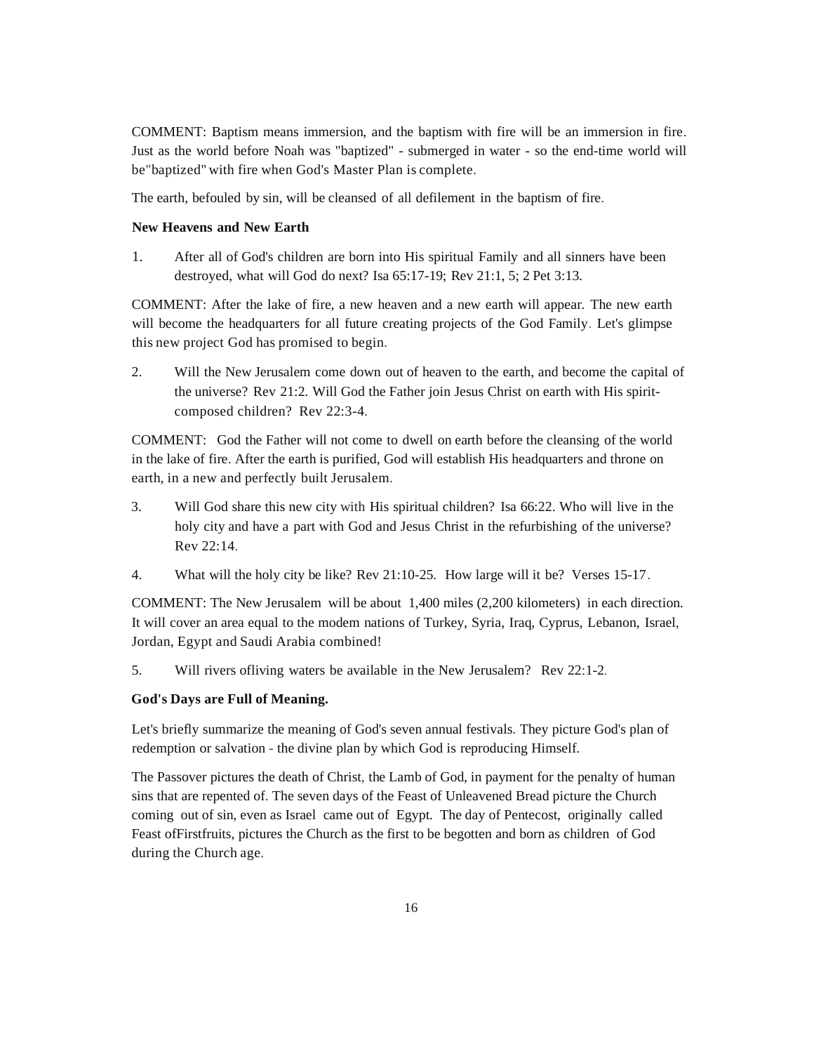COMMENT: Baptism means immersion, and the baptism with fire will be an immersion in fire. Just as the world before Noah was "baptized" - submerged in water - so the end-time world will be"baptized" with fire when God's Master Plan is complete.

The earth, befouled by sin, will be cleansed of all defilement in the baptism of fire.

**New Heavens and New Earth**

1. After all of God's children are born into His spiritual Family and all sinners have been destroyed, what will God do next? Isa 65:17-19; Rev 21:1, 5; 2 Pet 3:13.

COMMENT: After the lake of fire, a new heaven and a new earth will appear. The new earth will become the headquarters for all future creating projects of the God Family. Let's glimpse this new project God has promised to begin.

2. Will the New Jerusalem come down out of heaven to the earth, and become the capital of the universe? Rev 21:2. Will God the Father join Jesus Christ on earth with His spirit-composed children? Rev 22:3-4.

COMMENT: God the Father will not come to dwell on earth before the cleansing of the world in the lake of fire. After the earth is purified, God will establish His headquarters and throne on earth, in a new and perfectly built Jerusalem.

3. Will God share this new city with His spiritual children? Isa 66:22. Who will live in the holy city and have a part with God and Jesus Christ in the refurbishing of the universe? Rev 22:14.

4. What will the holy city be like? Rev 21:10-25. How large will it be? Verses 15-17.

COMMENT: The New Jerusalem will be about 1,400 miles (2,200 kilometers) in each direction. It will cover an area equal to the modem nations of Turkey, Syria, Iraq, Cyprus, Lebanon, Israel, Jordan, Egypt and Saudi Arabia combined!

5. Will rivers ofliving waters be available in the New Jerusalem? Rev 22:1-2.

**God's Days are Full of Meaning.**

Let's briefly summarize the meaning of God's seven annual festivals. They picture God's plan of redemption or salvation - the divine plan by which God is reproducing Himself.

The Passover pictures the death of Christ, the Lamb of God, in payment for the penalty of human sins that are repented of. The seven days of the Feast of Unleavened Bread picture the Church coming out of sin, even as Israel came out of Egypt. The day of Pentecost, originally called Feast ofFirstfruits, pictures the Church as the first to be begotten and born as children of God during the Church age.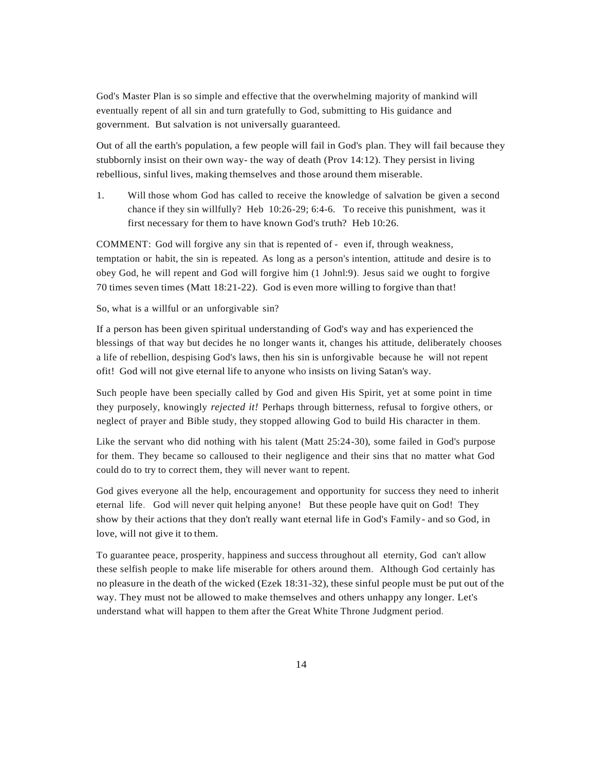God's Master Plan is so simple and effective that the overwhelming majority of mankind will eventually repent of all sin and turn gratefully to God, submitting to His guidance and government. But salvation is not universally guaranteed.

Out of all the earth's population, a few people will fail in God's plan. They will fail because they stubbornly insist on their own way- the way of death (Prov 14:12). They persist in living rebellious, sinful lives, making themselves and those around them miserable.

1. Will those whom God has called to receive the knowledge of salvation be given a second chance if they sin willfully? Heb 10:26-29; 6:4-6. To receive this punishment, was it first necessary for them to have known God's truth? Heb 10:26.

COMMENT: God will forgive any sin that is repented of - even if, through weakness, temptation or habit, the sin is repeated. As long as a person's intention, attitude and desire is to obey God, he will repent and God will forgive him (1 Johnl:9). Jesus said we ought to forgive 70 times seven times (Matt 18:21-22). God is even more willing to forgive than that!

So, what is a willful or an unforgivable sin?

If a person has been given spiritual understanding of God's way and has experienced the blessings of that way but decides he no longer wants it, changes his attitude, deliberately chooses a life of rebellion, despising God's laws, then his sin is unforgivable because he will not repent ofit! God will not give eternal life to anyone who insists on living Satan's way.

Such people have been specially called by God and given His Spirit, yet at some point in time they purposely, knowingly *rejected it!* Perhaps through bitterness, refusal to forgive others, or neglect of prayer and Bible study, they stopped allowing God to build His character in them.

Like the servant who did nothing with his talent (Matt 25:24-30), some failed in God's purpose for them. They became so calloused to their negligence and their sins that no matter what God could do to try to correct them, they will never want to repent.

God gives everyone all the help, encouragement and opportunity for success they need to inherit eternal life. God will never quit helping anyone! But these people have quit on God! They show by their actions that they don't really want eternal life in God's Family- and so God, in love, will not give it to them.

To guarantee peace, prosperity, happiness and success throughout all eternity, God can't allow these selfish people to make life miserable for others around them. Although God certainly has no pleasure in the death of the wicked (Ezek 18:31-32), these sinful people must be put out of the way. They must not be allowed to make themselves and others unhappy any longer. Let's understand what will happen to them after the Great White Throne Judgment period.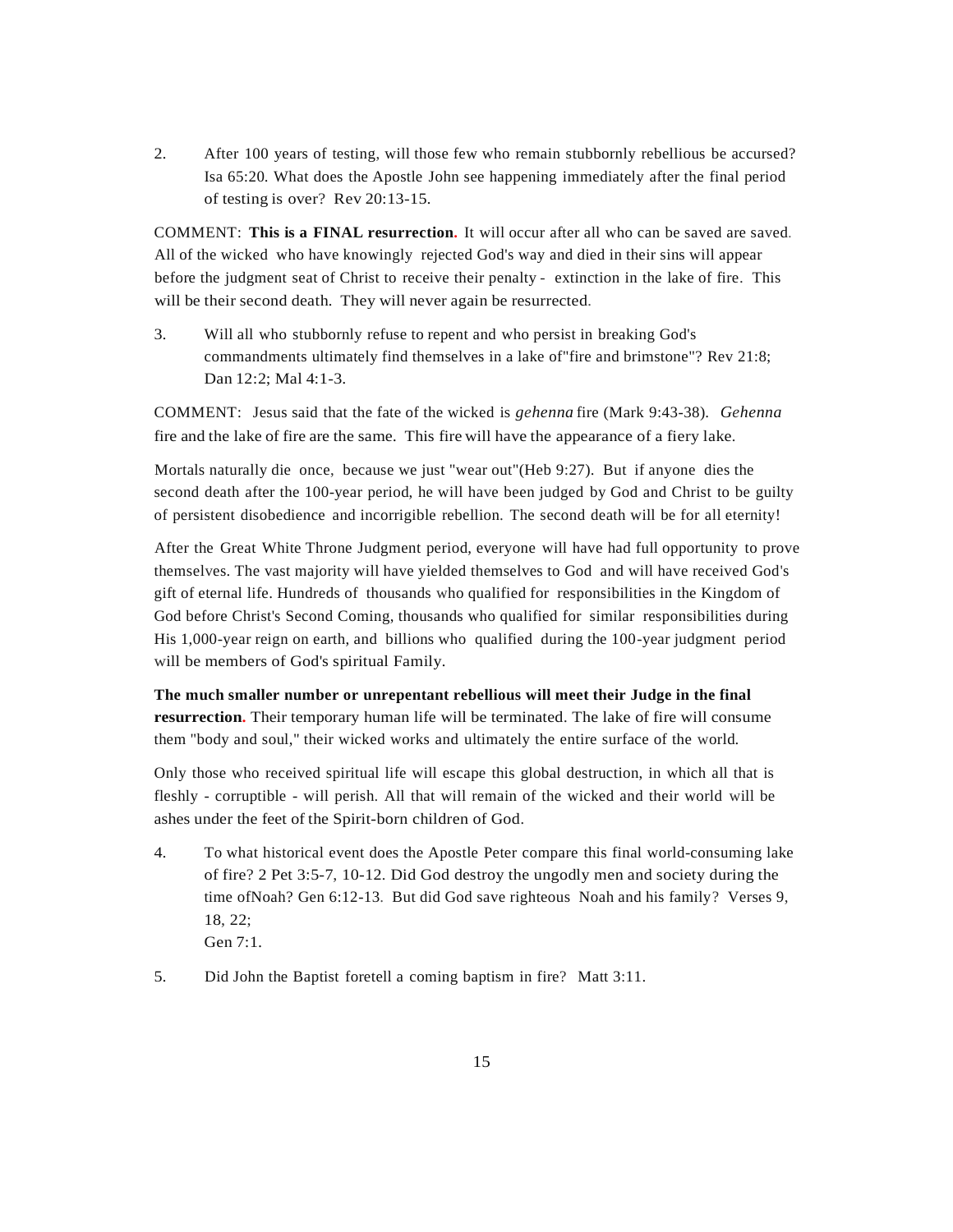2. After 100 years of testing, will those few who remain stubbornly rebellious be accursed? Isa 65:20. What does the Apostle John see happening immediately after the final period of testing is over? Rev 20:13-15.

COMMENT: **This is a FINAL resurrection.** It will occur after all who can be saved are saved. All of the wicked who have knowingly rejected God's way and died in their sins will appear before the judgment seat of Christ to receive their penalty - extinction in the lake of fire. This will be their second death. They will never again be resurrected.

3. Will all who stubbornly refuse to repent and who persist in breaking God's commandments ultimately find themselves in a lake of"fire and brimstone"? Rev 21:8; Dan 12:2; Mal 4:1-3.

COMMENT: Jesus said that the fate of the wicked is *gehenna* fire (Mark 9:43-38). *Gehenna* fire and the lake of fire are the same. This fire will have the appearance of a fiery lake.

Mortals naturally die once, because we just "wear out"(Heb 9:27). But if anyone dies the second death after the 100-year period, he will have been judged by God and Christ to be guilty of persistent disobedience and incorrigible rebellion. The second death will be for all eternity!

After the Great White Throne Judgment period, everyone will have had full opportunity to prove themselves. The vast majority will have yielded themselves to God and will have received God's gift of eternal life. Hundreds of thousands who qualified for responsibilities in the Kingdom of God before Christ's Second Coming, thousands who qualified for similar responsibilities during His 1,000-year reign on earth, and billions who qualified during the 100-year judgment period will be members of God's spiritual Family.

**The much smaller number or unrepentant rebellious will meet their Judge in the final resurrection.** Their temporary human life will be terminated. The lake of fire will consume them "body and soul," their wicked works and ultimately the entire surface of the world.

Only those who received spiritual life will escape this global destruction, in which all that is fleshly - corruptible - will perish. All that will remain of the wicked and their world will be ashes under the feet of the Spirit-born children of God.

4. To what historical event does the Apostle Peter compare this final world-consuming lake of fire? 2 Pet 3:5-7, 10-12. Did God destroy the ungodly men and society during the time ofNoah? Gen 6:12-13. But did God save righteous Noah and his family? Verses 9, 18, 22; Gen 7:1.

5. Did John the Baptist foretell a coming baptism in fire? Matt 3:11.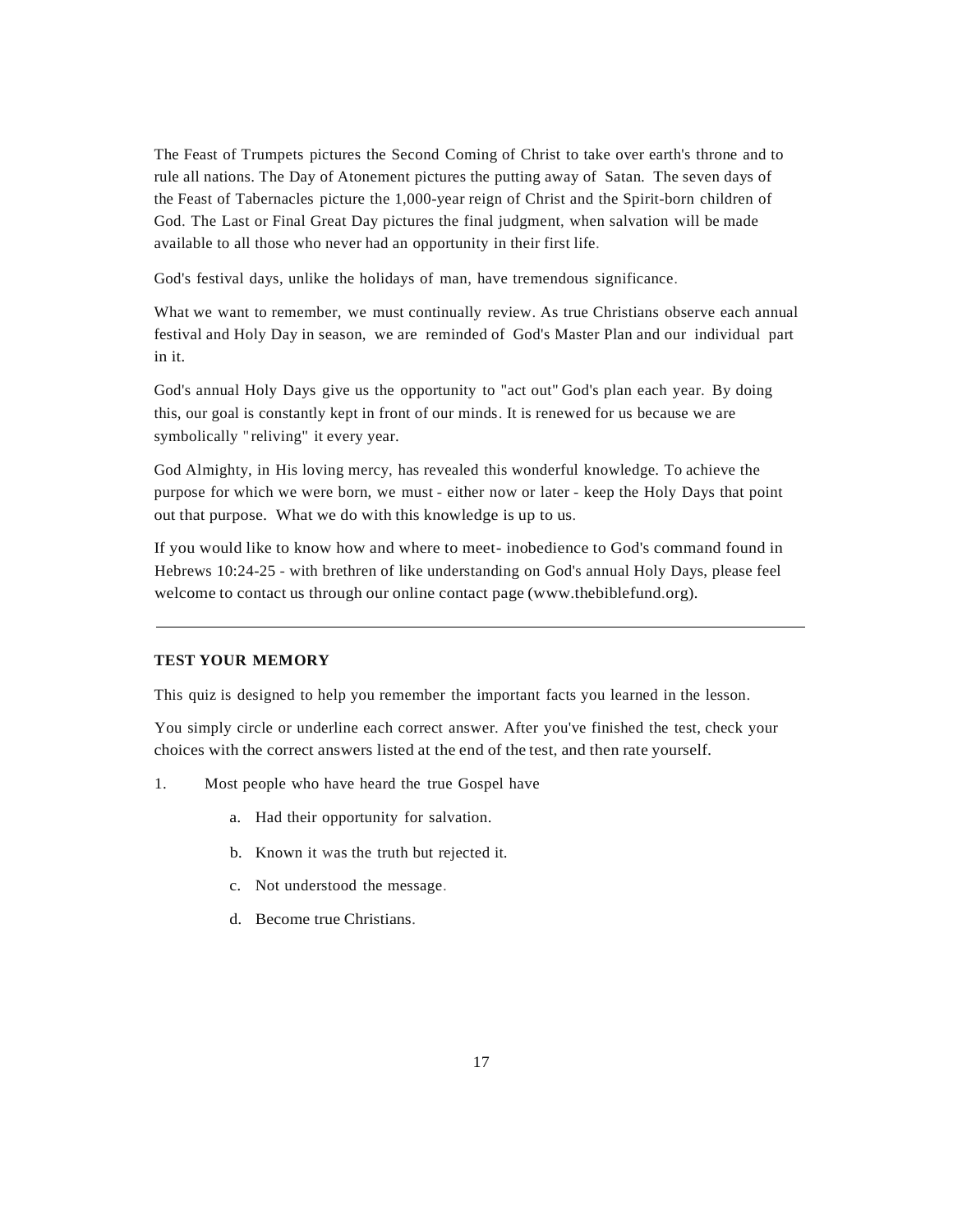The Feast of Trumpets pictures the Second Coming of Christ to take over earth's throne and to rule all nations. The Day of Atonement pictures the putting away of Satan. The seven days of the Feast of Tabernacles picture the 1,000-year reign of Christ and the Spirit-born children of God. The Last or Final Great Day pictures the final judgment, when salvation will be made available to all those who never had an opportunity in their first life.

God's festival days, unlike the holidays of man, have tremendous significance.

What we want to remember, we must continually review. As true Christians observe each annual festival and Holy Day in season, we are reminded of God's Master Plan and our individual part in it.

God's annual Holy Days give us the opportunity to "act out" God's plan each year. By doing this, our goal is constantly kept in front of our minds. It is renewed for us because we are symbolically "reliving" it every year.

God Almighty, in His loving mercy, has revealed this wonderful knowledge. To achieve the purpose for which we were born, we must - either now or later - keep the Holy Days that point out that purpose. What we do with this knowledge is up to us.

If you would like to know how and where to meet- inobedience to God's command found in Hebrews 10:24-25 - with brethren of like understanding on God's annual Holy Days, please feel welcome to contact us through our online contact page (www.thebiblefund.org).

---

**TEST YOUR MEMORY**

This quiz is designed to help you remember the important facts you learned in the lesson.

You simply circle or underline each correct answer. After you've finished the test, check your choices with the correct answers listed at the end of the test, and then rate yourself.

1. Most people who have heard the true Gospel have
   a. Had their opportunity for salvation.
   b. Known it was the truth but rejected it.
   c. Not understood the message.
   d. Become true Christians.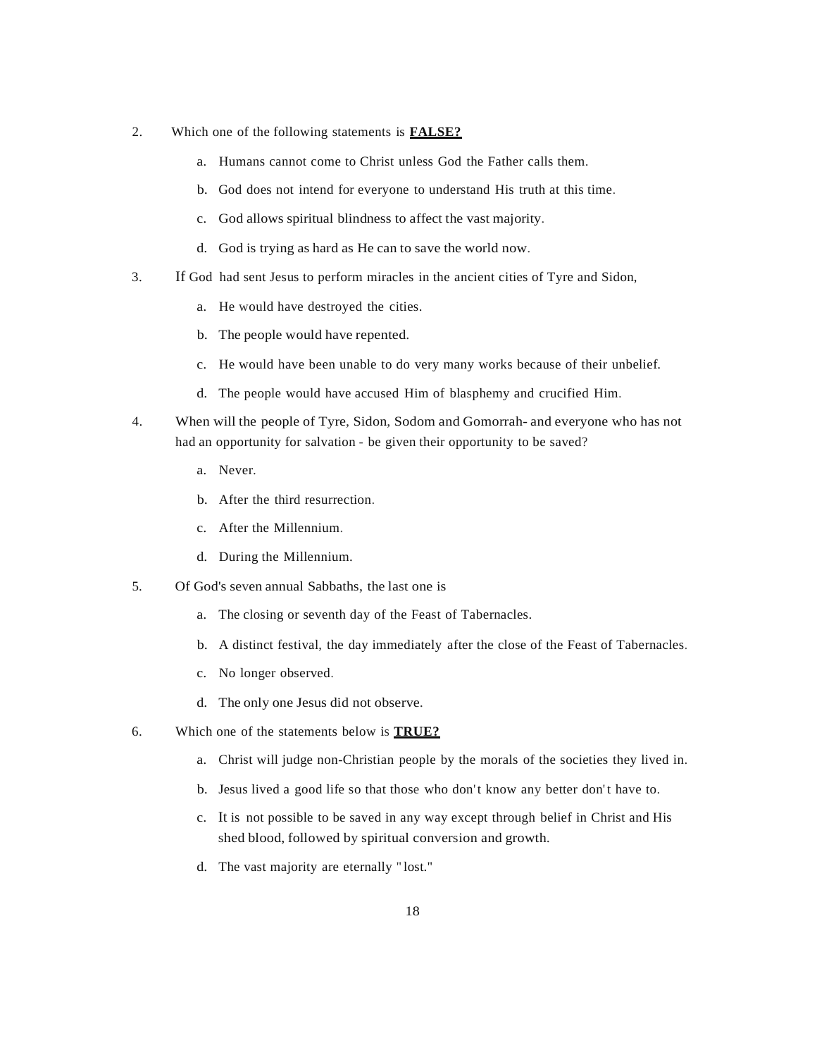2. Which one of the following statements is **<u>FALSE?</u>**

   a. Humans cannot come to Christ unless God the Father calls them.

   b. God does not intend for everyone to understand His truth at this time.

   c. God allows spiritual blindness to affect the vast majority.

   d. God is trying as hard as He can to save the world now.

3. If God had sent Jesus to perform miracles in the ancient cities of Tyre and Sidon,

   a. He would have destroyed the cities.

   b. The people would have repented.

   c. He would have been unable to do very many works because of their unbelief.

   d. The people would have accused Him of blasphemy and crucified Him.

4. When will the people of Tyre, Sidon, Sodom and Gomorrah- and everyone who has not had an opportunity for salvation - be given their opportunity to be saved?

   a. Never.

   b. After the third resurrection.

   c. After the Millennium.

   d. During the Millennium.

5. Of God's seven annual Sabbaths, the last one is

   a. The closing or seventh day of the Feast of Tabernacles.

   b. A distinct festival, the day immediately after the close of the Feast of Tabernacles.

   c. No longer observed.

   d. The only one Jesus did not observe.

6. Which one of the statements below is **<u>TRUE?</u>**

   a. Christ will judge non-Christian people by the morals of the societies they lived in.

   b. Jesus lived a good life so that those who don't know any better don't have to.

   c. It is not possible to be saved in any way except through belief in Christ and His shed blood, followed by spiritual conversion and growth.

   d. The vast majority are eternally "lost."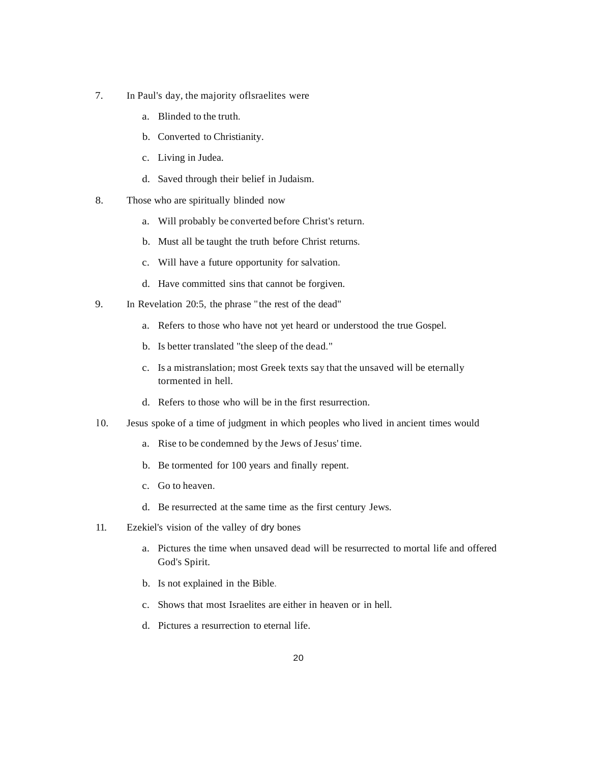7. In Paul's day, the majority oflsraelites were

   a. Blinded to the truth.

   b. Converted to Christianity.

   c. Living in Judea.

   d. Saved through their belief in Judaism.

8. Those who are spiritually blinded now

   a. Will probably be converted before Christ's return.

   b. Must all be taught the truth before Christ returns.

   c. Will have a future opportunity for salvation.

   d. Have committed sins that cannot be forgiven.

9. In Revelation 20:5, the phrase "the rest of the dead"

   a. Refers to those who have not yet heard or understood the true Gospel.

   b. Is better translated "the sleep of the dead."

   c. Is a mistranslation; most Greek texts say that the unsaved will be eternally tormented in hell.

   d. Refers to those who will be in the first resurrection.

10. Jesus spoke of a time of judgment in which peoples who lived in ancient times would

    a. Rise to be condemned by the Jews of Jesus' time.

    b. Be tormented for 100 years and finally repent.

    c. Go to heaven.

    d. Be resurrected at the same time as the first century Jews.

11. Ezekiel's vision of the valley of dry bones

    a. Pictures the time when unsaved dead will be resurrected to mortal life and offered God's Spirit.

    b. Is not explained in the Bible.

    c. Shows that most Israelites are either in heaven or in hell.

    d. Pictures a resurrection to eternal life.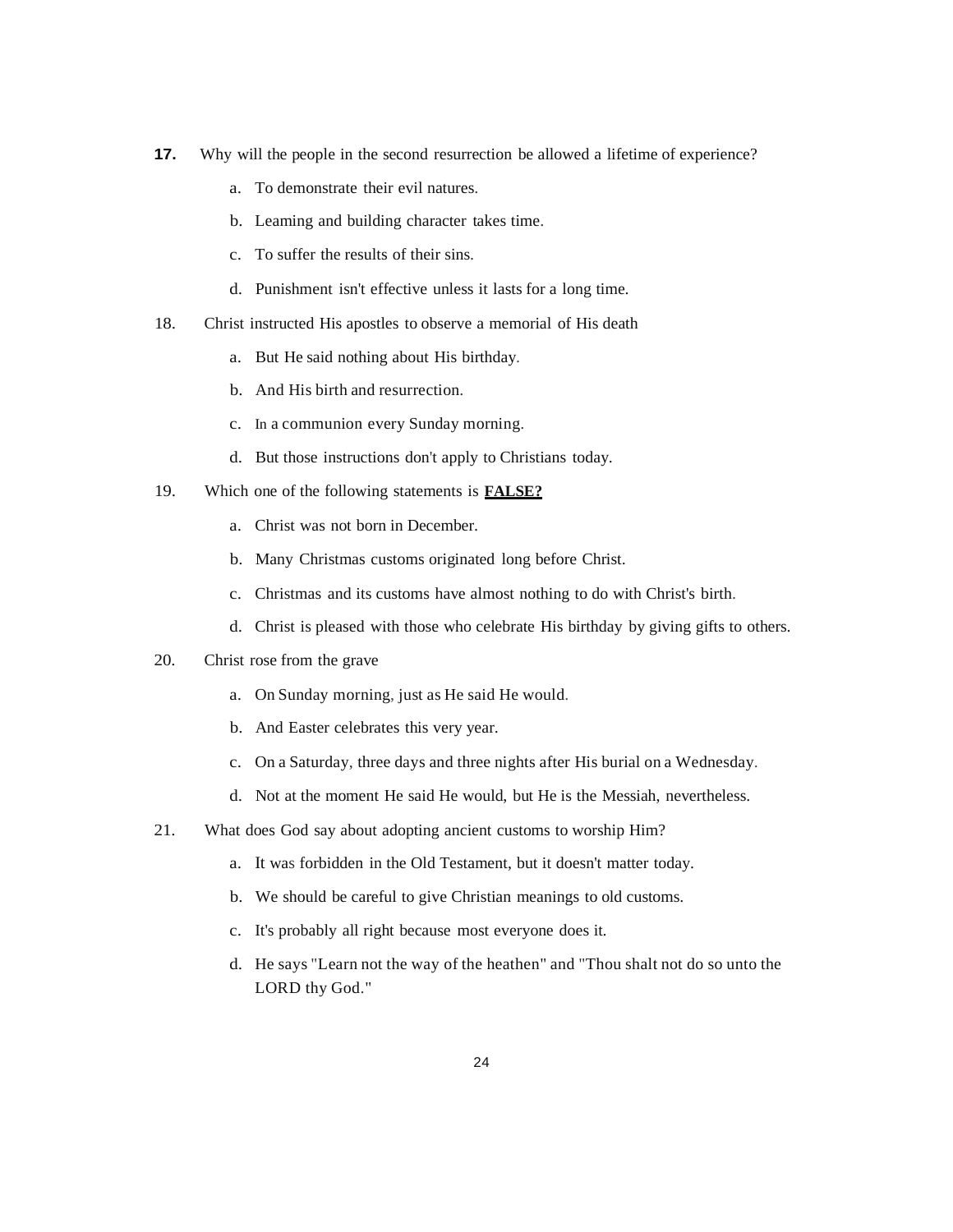**17.** Why will the people in the second resurrection be allowed a lifetime of experience?

a. To demonstrate their evil natures.

b. Leaming and building character takes time.

c. To suffer the results of their sins.

d. Punishment isn't effective unless it lasts for a long time.

18. Christ instructed His apostles to observe a memorial of His death

a. But He said nothing about His birthday.

b. And His birth and resurrection.

c. In a communion every Sunday morning.

d. But those instructions don't apply to Christians today.

19. Which one of the following statements is <u>**FALSE?**</u>

a. Christ was not born in December.

b. Many Christmas customs originated long before Christ.

c. Christmas and its customs have almost nothing to do with Christ's birth.

d. Christ is pleased with those who celebrate His birthday by giving gifts to others.

20. Christ rose from the grave

a. On Sunday morning, just as He said He would.

b. And Easter celebrates this very year.

c. On a Saturday, three days and three nights after His burial on a Wednesday.

d. Not at the moment He said He would, but He is the Messiah, nevertheless.

21. What does God say about adopting ancient customs to worship Him?

a. It was forbidden in the Old Testament, but it doesn't matter today.

b. We should be careful to give Christian meanings to old customs.

c. It's probably all right because most everyone does it.

d. He says "Learn not the way of the heathen" and "Thou shalt not do so unto the LORD thy God."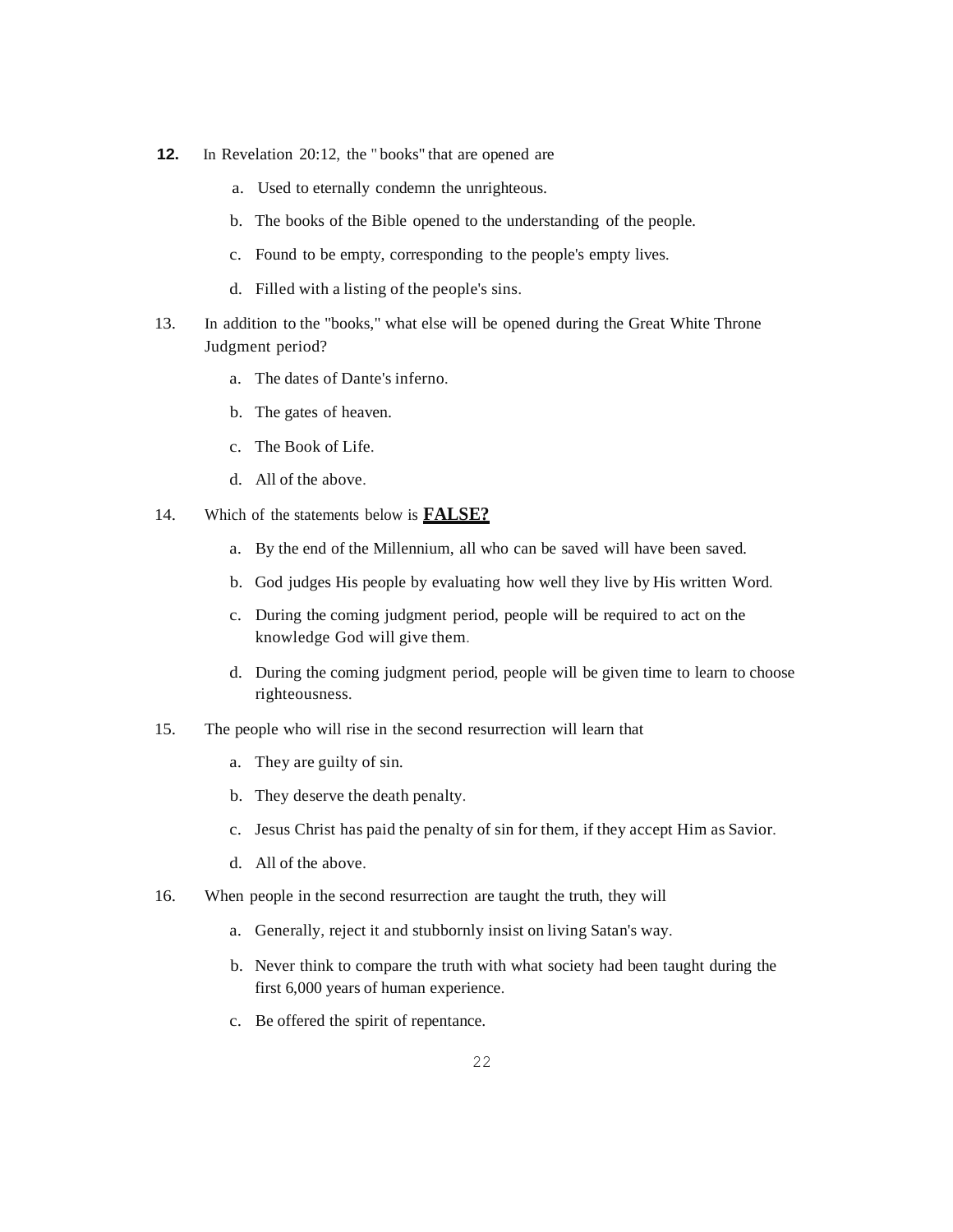**12.** In Revelation 20:12, the "books" that are opened are

a. Used to eternally condemn the unrighteous.

b. The books of the Bible opened to the understanding of the people.

c. Found to be empty, corresponding to the people's empty lives.

d. Filled with a listing of the people's sins.

13. In addition to the "books," what else will be opened during the Great White Throne Judgment period?

a. The dates of Dante's inferno.

b. The gates of heaven.

c. The Book of Life.

d. All of the above.

14. Which of the statements below is **FALSE?**

a. By the end of the Millennium, all who can be saved will have been saved.

b. God judges His people by evaluating how well they live by His written Word.

c. During the coming judgment period, people will be required to act on the knowledge God will give them.

d. During the coming judgment period, people will be given time to learn to choose righteousness.

15. The people who will rise in the second resurrection will learn that

a. They are guilty of sin.

b. They deserve the death penalty.

c. Jesus Christ has paid the penalty of sin for them, if they accept Him as Savior.

d. All of the above.

16. When people in the second resurrection are taught the truth, they will

a. Generally, reject it and stubbornly insist on living Satan's way.

b. Never think to compare the truth with what society had been taught during the first 6,000 years of human experience.

c. Be offered the spirit of repentance.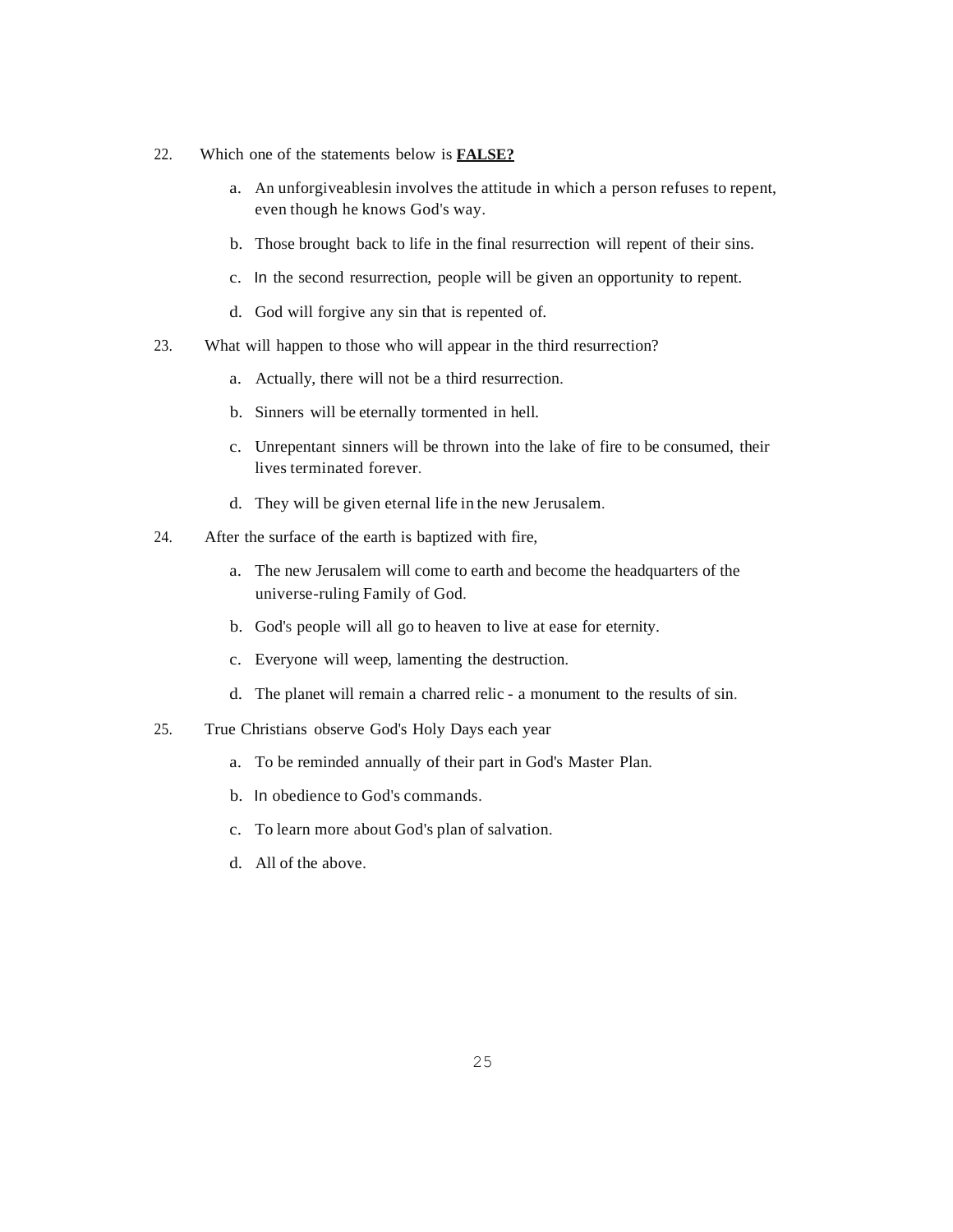22. Which one of the statements below is **FALSE?**

    a. An unforgiveablesin involves the attitude in which a person refuses to repent, even though he knows God's way.

    b. Those brought back to life in the final resurrection will repent of their sins.

    c. In the second resurrection, people will be given an opportunity to repent.

    d. God will forgive any sin that is repented of.

23. What will happen to those who will appear in the third resurrection?

    a. Actually, there will not be a third resurrection.

    b. Sinners will be eternally tormented in hell.

    c. Unrepentant sinners will be thrown into the lake of fire to be consumed, their lives terminated forever.

    d. They will be given eternal life in the new Jerusalem.

24. After the surface of the earth is baptized with fire,

    a. The new Jerusalem will come to earth and become the headquarters of the universe-ruling Family of God.

    b. God's people will all go to heaven to live at ease for eternity.

    c. Everyone will weep, lamenting the destruction.

    d. The planet will remain a charred relic - a monument to the results of sin.

25. True Christians observe God's Holy Days each year

    a. To be reminded annually of their part in God's Master Plan.

    b. In obedience to God's commands.

    c. To learn more about God's plan of salvation.

    d. All of the above.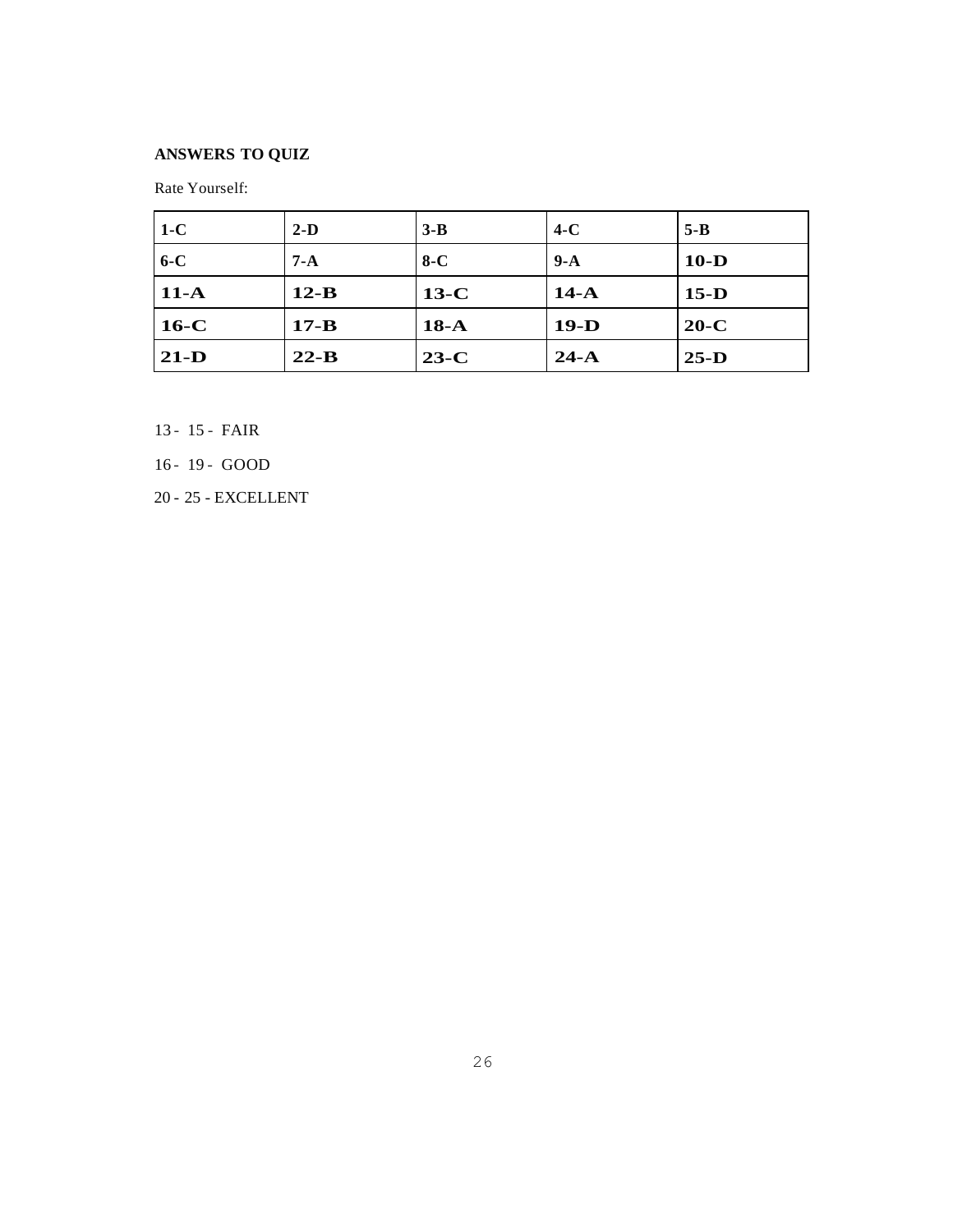**ANSWERS TO QUIZ**

Rate Yourself:

| | | | | |
|---|---|---|---|---|
| **1-C** | **2-D** | **3-B** | **4-C** | **5-B** |
| **6-C** | **7-A** | **8-C** | **9-A** | **10-D** |
| **11-A** | **12-B** | **13-C** | **14-A** | **15-D** |
| **16-C** | **17-B** | **18-A** | **19-D** | **20-C** |
| **21-D** | **22-B** | **23-C** | **24-A** | **25-D** |

13 - 15 - FAIR

16 - 19 - GOOD

20 - 25 - EXCELLENT